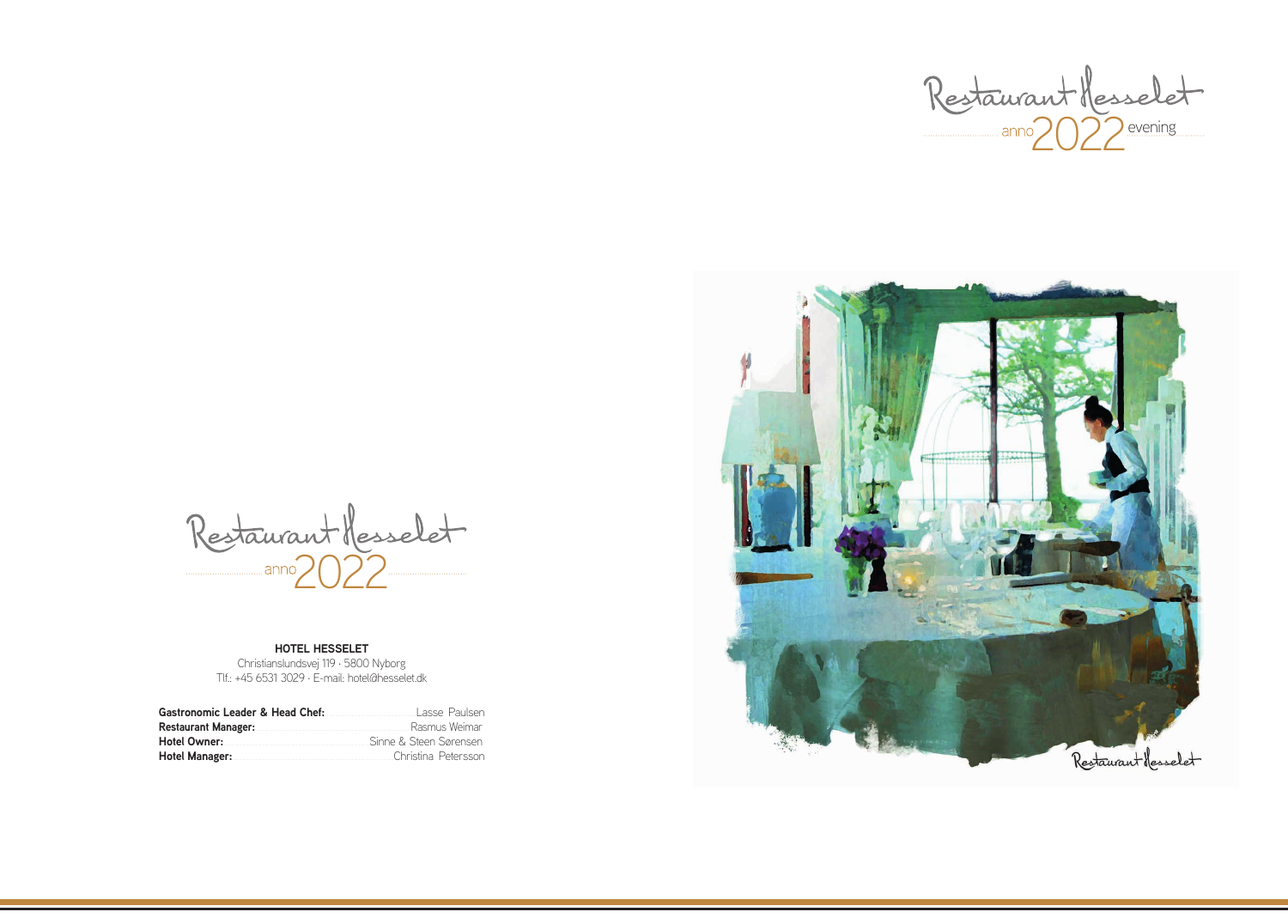# Restaurant Hesselet

anno 2022 evening

# Restaurant Hesselet

anno 2022

**HOTEL HESSELET**
Christianslundsvej 119 · 5800 Nyborg
Tlf.: +45 6531 3029 · E-mail: hotel@hesselet.dk

**Gastronomic Leader & Head Chef:** Lasse Paulsen
**Restaurant Manager:** Rasmus Weimar
**Hotel Owner:** Sinne & Steen Sørensen
**Hotel Manager:** Christina Petersson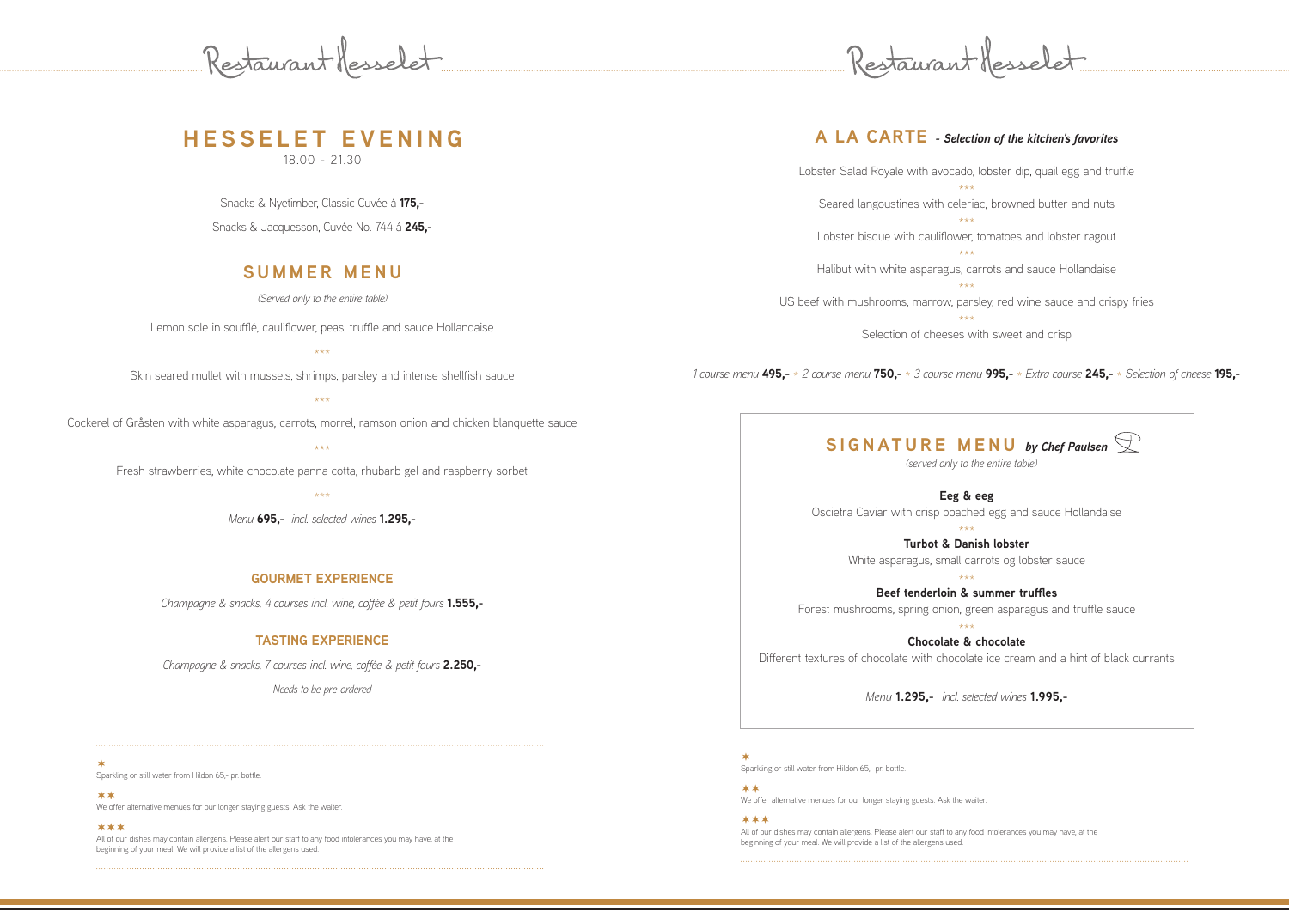# HESSELET EVENING

18.00 - 21.30

Snacks & Nyetimber, Classic Cuvée á **175,-**

Snacks & Jacquesson, Cuvée No. 744 á **245,-**

## SUMMER MENU

*(Served only to the entire table)*

Lemon sole in soufflé, cauliflower, peas, truffle and sauce Hollandaise

\*\*\*

Skin seared mullet with mussels, shrimps, parsley and intense shellfish sauce

\*\*\*

Cockerel of Gråsten with white asparagus, carrots, morrel, ramson onion and chicken blanquette sauce

\*\*\*

Fresh strawberries, white chocolate panna cotta, rhubarb gel and raspberry sorbet

\*\*\*

*Menu* **695,-** *incl. selected wines* **1.295,-**

### GOURMET EXPERIENCE

*Champagne & snacks, 4 courses incl. wine, coffée & petit fours* **1.555,-**

### TASTING EXPERIENCE

*Champagne & snacks, 7 courses incl. wine, coffée & petit fours* **2.250,-**

*Needs to be pre-ordered*

\*
Sparkling or still water from Hildon 65,- pr. bottle.

\*\*
We offer alternative menues for our longer staying guests. Ask the waiter.

\*\*\*
All of our dishes may contain allergens. Please alert our staff to any food intolerances you may have, at the beginning of your meal. We will provide a list of the allergens used.

## A LA CARTE - *Selection of the kitchen's favorites*

Lobster Salad Royale with avocado, lobster dip, quail egg and truffle

\*\*\*

Seared langoustines with celeriac, browned butter and nuts

\*\*\*

Lobster bisque with cauliflower, tomatoes and lobster ragout

\*\*\*

Halibut with white asparagus, carrots and sauce Hollandaise

\*\*\*

US beef with mushrooms, marrow, parsley, red wine sauce and crispy fries

\*\*\*

Selection of cheeses with sweet and crisp

*1 course menu* **495,-** \* *2 course menu* **750,-** \* *3 course menu* **995,-** \* *Extra course* **245,-** \* *Selection of cheese* **195,-**

## SIGNATURE MENU *by Chef Paulsen*

*(served only to the entire table)*

**Eeg & eeg**
Oscietra Caviar with crisp poached egg and sauce Hollandaise

\*\*\*

**Turbot & Danish lobster**
White asparagus, small carrots og lobster sauce

\*\*\*

**Beef tenderloin & summer truffles**
Forest mushrooms, spring onion, green asparagus and truffle sauce

\*\*\*

**Chocolate & chocolate**
Different textures of chocolate with chocolate ice cream and a hint of black currants

*Menu* **1.295,-** *incl. selected wines* **1.995,-**

\*
Sparkling or still water from Hildon 65,- pr. bottle.

\*\*
We offer alternative menues for our longer staying guests. Ask the waiter.

\*\*\*
All of our dishes may contain allergens. Please alert our staff to any food intolerances you may have, at the beginning of your meal. We will provide a list of the allergens used.